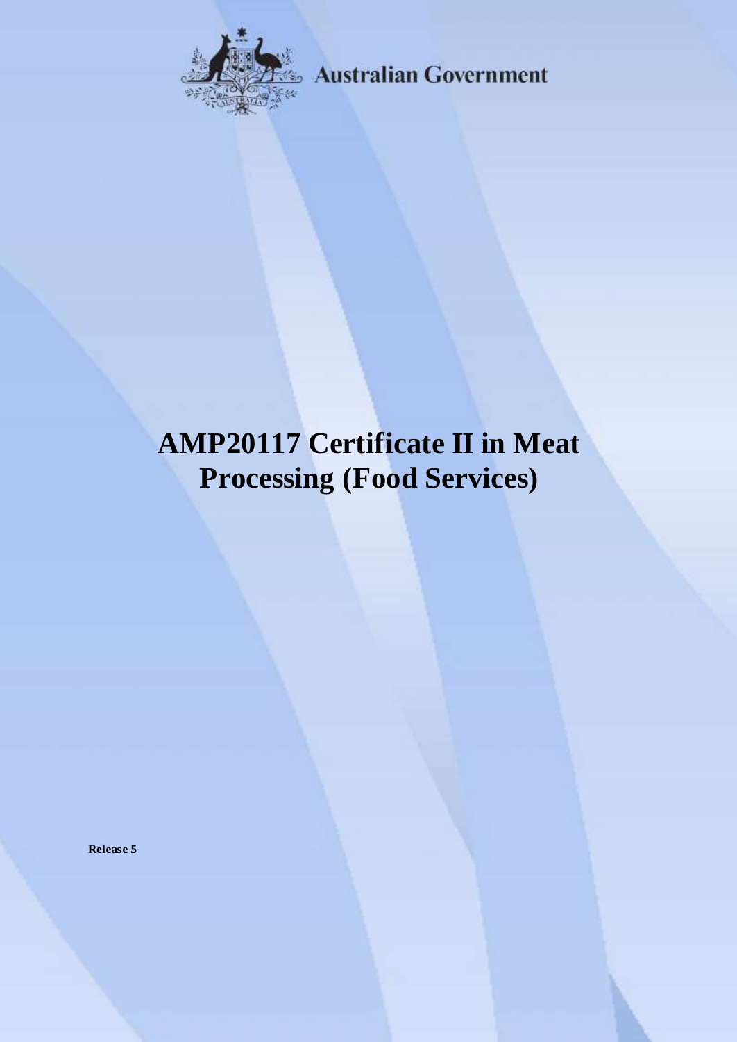Australian Government

# AMP20117 Certificate II in Meat Processing (Food Services)

**Release 5**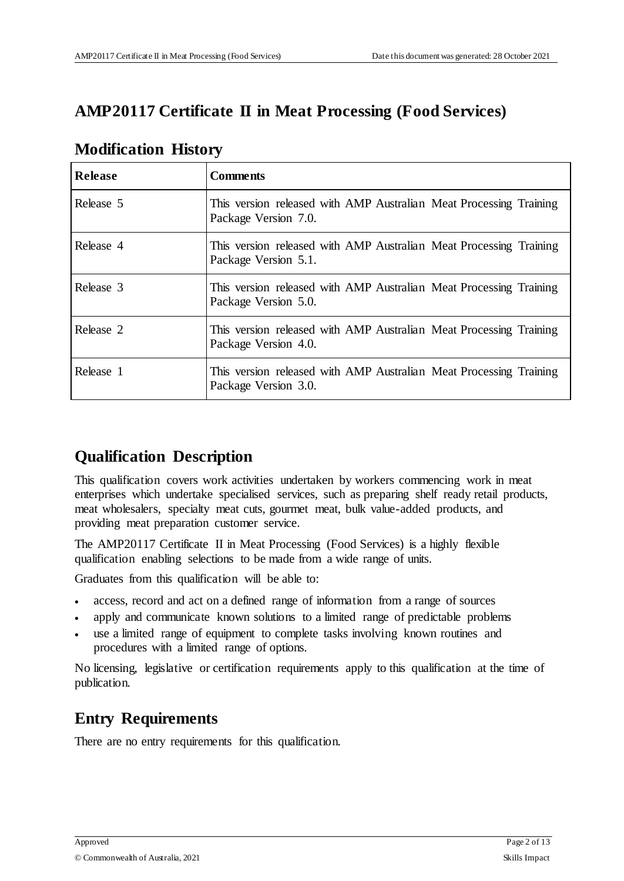# AMP20117 Certificate II in Meat Processing (Food Services)

## Modification History

| Release | Comments |
|---|---|
| Release 5 | This version released with AMP Australian Meat Processing Training Package Version 7.0. |
| Release 4 | This version released with AMP Australian Meat Processing Training Package Version 5.1. |
| Release 3 | This version released with AMP Australian Meat Processing Training Package Version 5.0. |
| Release 2 | This version released with AMP Australian Meat Processing Training Package Version 4.0. |
| Release 1 | This version released with AMP Australian Meat Processing Training Package Version 3.0. |

## Qualification Description

This qualification covers work activities undertaken by workers commencing work in meat enterprises which undertake specialised services, such as preparing shelf ready retail products, meat wholesalers, specialty meat cuts, gourmet meat, bulk value-added products, and providing meat preparation customer service.

The AMP20117 Certificate II in Meat Processing (Food Services) is a highly flexible qualification enabling selections to be made from a wide range of units.

Graduates from this qualification will be able to:

- access, record and act on a defined range of information from a range of sources
- apply and communicate known solutions to a limited range of predictable problems
- use a limited range of equipment to complete tasks involving known routines and procedures with a limited range of options.

No licensing, legislative or certification requirements apply to this qualification at the time of publication.

## Entry Requirements

There are no entry requirements for this qualification.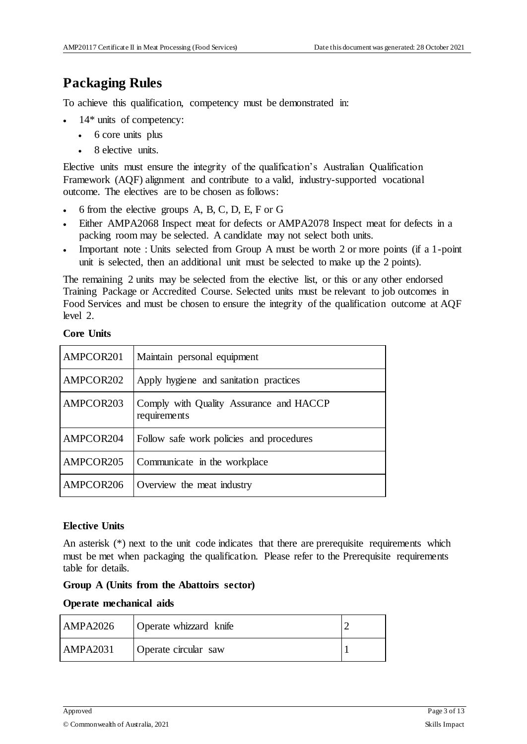## Packaging Rules

To achieve this qualification, competency must be demonstrated in:

- 14* units of competency:
  - 6 core units plus
  - 8 elective units.

Elective units must ensure the integrity of the qualification's Australian Qualification Framework (AQF) alignment and contribute to a valid, industry-supported vocational outcome. The electives are to be chosen as follows:

- 6 from the elective groups A, B, C, D, E, F or G
- Either AMPA2068 Inspect meat for defects or AMPA2078 Inspect meat for defects in a packing room may be selected. A candidate may not select both units.
- Important note : Units selected from Group A must be worth 2 or more points (if a 1-point unit is selected, then an additional unit must be selected to make up the 2 points).

The remaining 2 units may be selected from the elective list, or this or any other endorsed Training Package or Accredited Course. Selected units must be relevant to job outcomes in Food Services and must be chosen to ensure the integrity of the qualification outcome at AQF level 2.

**Core Units**

| | |
|---|---|
| AMPCOR201 | Maintain personal equipment |
| AMPCOR202 | Apply hygiene and sanitation practices |
| AMPCOR203 | Comply with Quality Assurance and HACCP requirements |
| AMPCOR204 | Follow safe work policies and procedures |
| AMPCOR205 | Communicate in the workplace |
| AMPCOR206 | Overview the meat industry |

**Elective Units**

An asterisk (*) next to the unit code indicates that there are prerequisite requirements which must be met when packaging the qualification. Please refer to the Prerequisite requirements table for details.

**Group A (Units from the Abattoirs sector)**

**Operate mechanical aids**

| | | |
|---|---|---|
| AMPA2026 | Operate whizzard knife | 2 |
| AMPA2031 | Operate circular saw | 1 |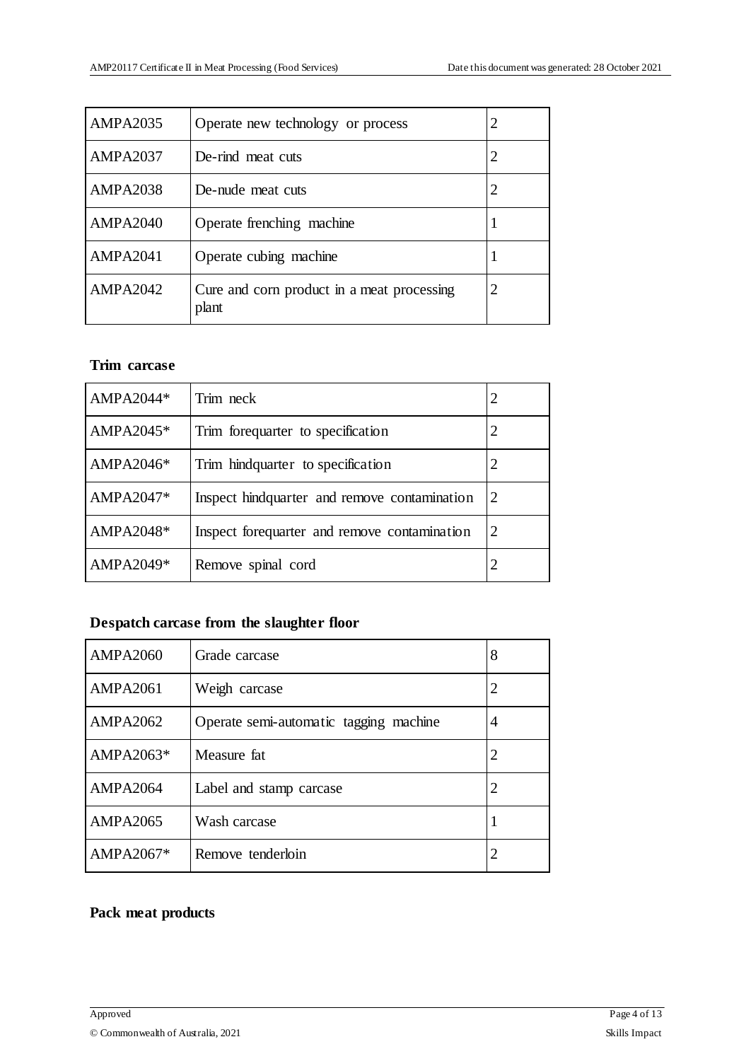| | | |
|---|---|---|
| AMPA2035 | Operate new technology or process | 2 |
| AMPA2037 | De-rind meat cuts | 2 |
| AMPA2038 | De-nude meat cuts | 2 |
| AMPA2040 | Operate frenching machine | 1 |
| AMPA2041 | Operate cubing machine | 1 |
| AMPA2042 | Cure and corn product in a meat processing plant | 2 |

**Trim carcase**

| | | |
|---|---|---|
| AMPA2044* | Trim neck | 2 |
| AMPA2045* | Trim forequarter to specification | 2 |
| AMPA2046* | Trim hindquarter to specification | 2 |
| AMPA2047* | Inspect hindquarter and remove contamination | 2 |
| AMPA2048* | Inspect forequarter and remove contamination | 2 |
| AMPA2049* | Remove spinal cord | 2 |

**Despatch carcase from the slaughter floor**

| | | |
|---|---|---|
| AMPA2060 | Grade carcase | 8 |
| AMPA2061 | Weigh carcase | 2 |
| AMPA2062 | Operate semi-automatic tagging machine | 4 |
| AMPA2063* | Measure fat | 2 |
| AMPA2064 | Label and stamp carcase | 2 |
| AMPA2065 | Wash carcase | 1 |
| AMPA2067* | Remove tenderloin | 2 |

**Pack meat products**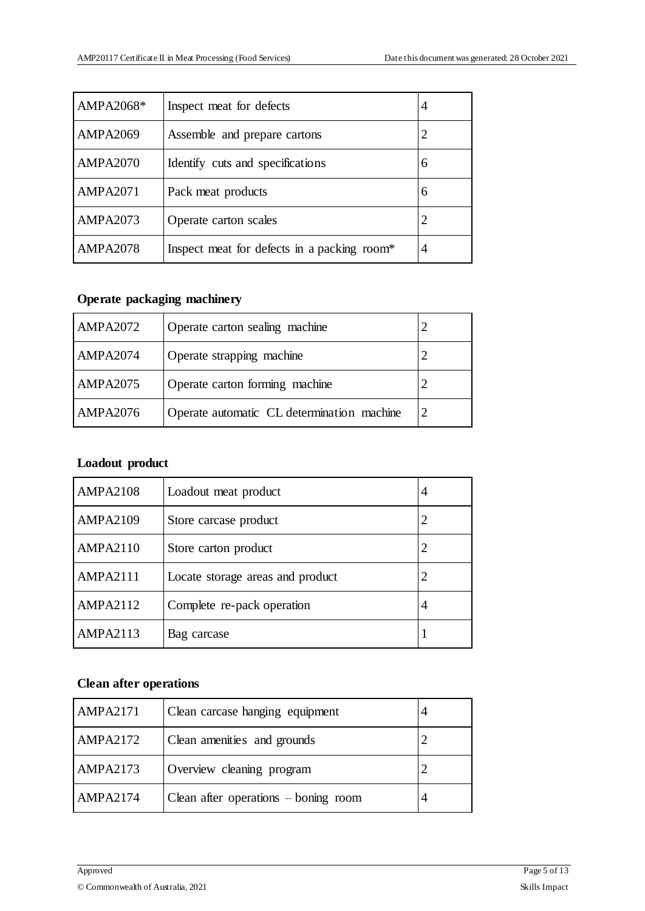| AMPA2068* | Inspect meat for defects | 4 |
|---|---|---|
| AMPA2069 | Assemble and prepare cartons | 2 |
| AMPA2070 | Identify cuts and specifications | 6 |
| AMPA2071 | Pack meat products | 6 |
| AMPA2073 | Operate carton scales | 2 |
| AMPA2078 | Inspect meat for defects in a packing room* | 4 |

**Operate packaging machinery**

| AMPA2072 | Operate carton sealing machine | 2 |
|---|---|---|
| AMPA2074 | Operate strapping machine | 2 |
| AMPA2075 | Operate carton forming machine | 2 |
| AMPA2076 | Operate automatic CL determination machine | 2 |

**Loadout product**

| AMPA2108 | Loadout meat product | 4 |
|---|---|---|
| AMPA2109 | Store carcase product | 2 |
| AMPA2110 | Store carton product | 2 |
| AMPA2111 | Locate storage areas and product | 2 |
| AMPA2112 | Complete re-pack operation | 4 |
| AMPA2113 | Bag carcase | 1 |

**Clean after operations**

| AMPA2171 | Clean carcase hanging equipment | 4 |
|---|---|---|
| AMPA2172 | Clean amenities and grounds | 2 |
| AMPA2173 | Overview cleaning program | 2 |
| AMPA2174 | Clean after operations – boning room | 4 |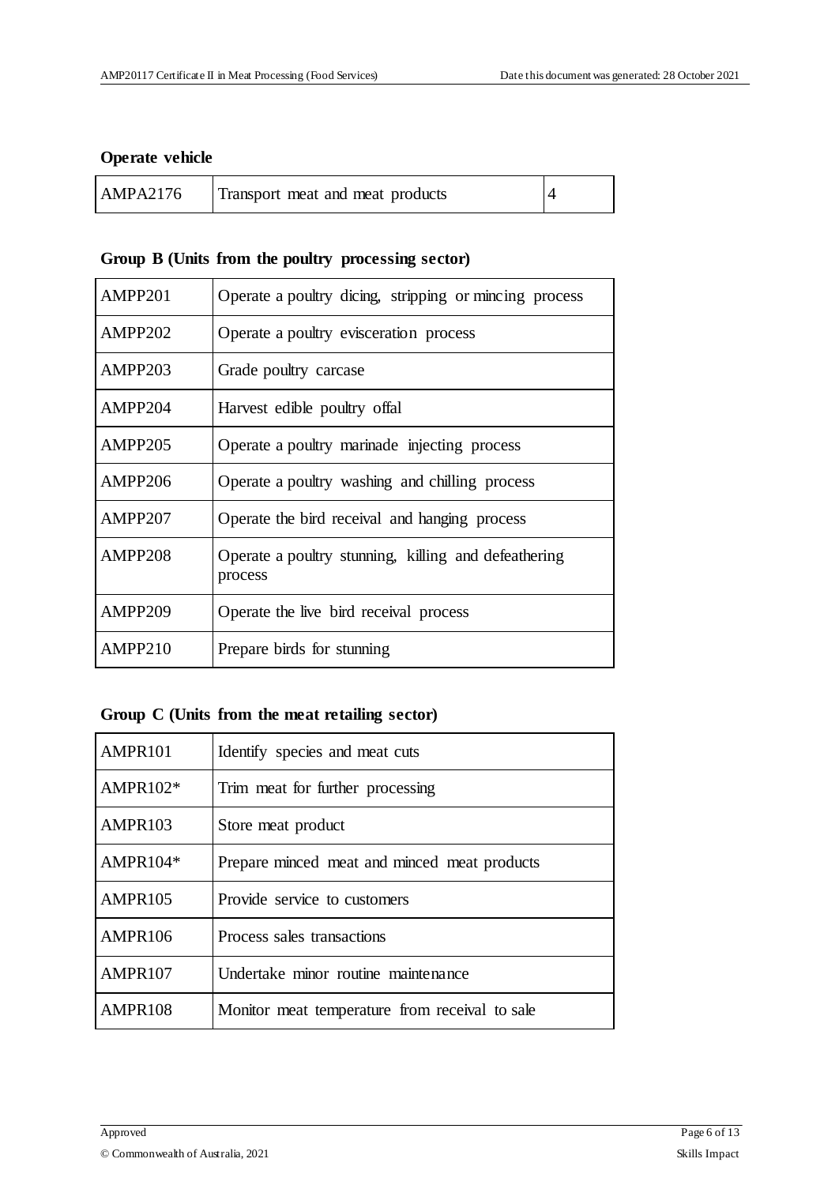**Operate vehicle**

| AMPA2176 | Transport meat and meat products | 4 |
|---|---|---|

**Group B (Units from the poultry processing sector)**

| AMPP201 | Operate a poultry dicing, stripping or mincing process |
|---|---|
| AMPP202 | Operate a poultry evisceration process |
| AMPP203 | Grade poultry carcase |
| AMPP204 | Harvest edible poultry offal |
| AMPP205 | Operate a poultry marinade injecting process |
| AMPP206 | Operate a poultry washing and chilling process |
| AMPP207 | Operate the bird receival and hanging process |
| AMPP208 | Operate a poultry stunning, killing and defeathering process |
| AMPP209 | Operate the live bird receival process |
| AMPP210 | Prepare birds for stunning |

**Group C (Units from the meat retailing sector)**

| AMPR101 | Identify species and meat cuts |
|---|---|
| AMPR102* | Trim meat for further processing |
| AMPR103 | Store meat product |
| AMPR104* | Prepare minced meat and minced meat products |
| AMPR105 | Provide service to customers |
| AMPR106 | Process sales transactions |
| AMPR107 | Undertake minor routine maintenance |
| AMPR108 | Monitor meat temperature from receival to sale |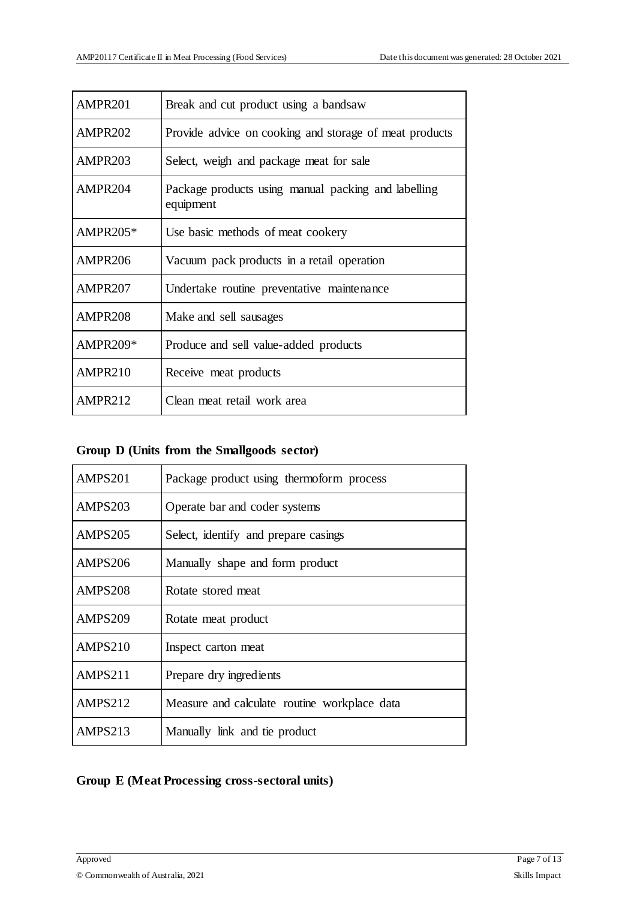| AMPR201 | Break and cut product using a bandsaw |
|---|---|
| AMPR202 | Provide advice on cooking and storage of meat products |
| AMPR203 | Select, weigh and package meat for sale |
| AMPR204 | Package products using manual packing and labelling equipment |
| AMPR205* | Use basic methods of meat cookery |
| AMPR206 | Vacuum pack products in a retail operation |
| AMPR207 | Undertake routine preventative maintenance |
| AMPR208 | Make and sell sausages |
| AMPR209* | Produce and sell value-added products |
| AMPR210 | Receive meat products |
| AMPR212 | Clean meat retail work area |

**Group D (Units from the Smallgoods sector)**

| AMPS201 | Package product using thermoform process |
|---|---|
| AMPS203 | Operate bar and coder systems |
| AMPS205 | Select, identify and prepare casings |
| AMPS206 | Manually shape and form product |
| AMPS208 | Rotate stored meat |
| AMPS209 | Rotate meat product |
| AMPS210 | Inspect carton meat |
| AMPS211 | Prepare dry ingredients |
| AMPS212 | Measure and calculate routine workplace data |
| AMPS213 | Manually link and tie product |

**Group E (Meat Processing cross-sectoral units)**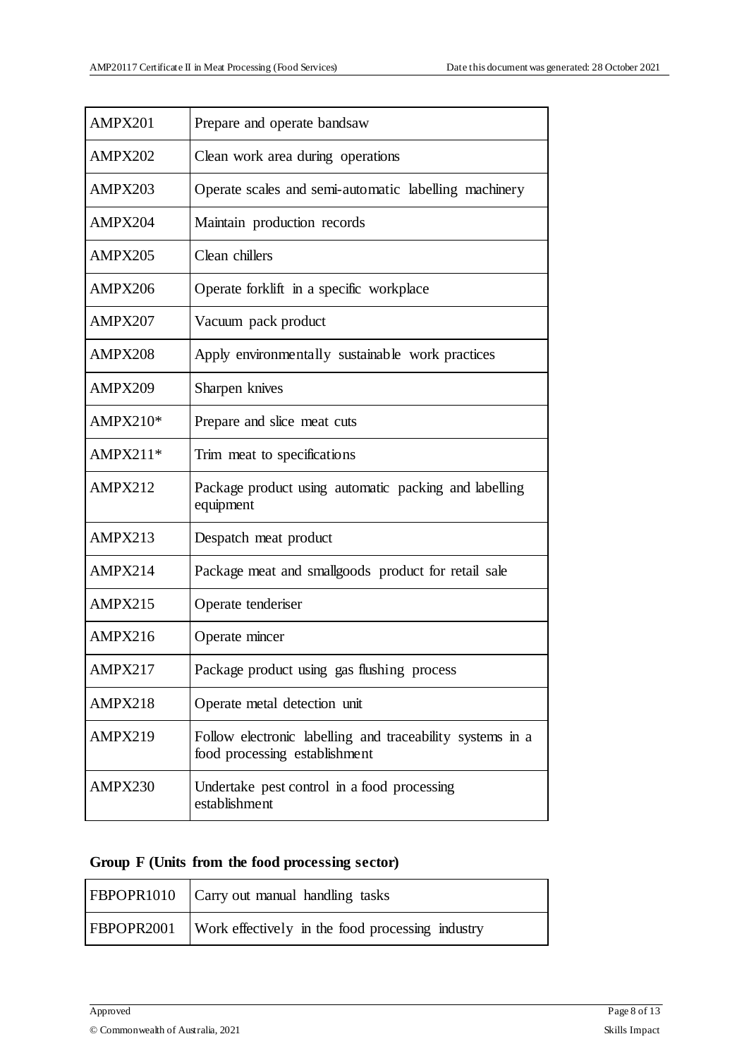| | |
|---|---|
| AMPX201 | Prepare and operate bandsaw |
| AMPX202 | Clean work area during operations |
| AMPX203 | Operate scales and semi-automatic labelling machinery |
| AMPX204 | Maintain production records |
| AMPX205 | Clean chillers |
| AMPX206 | Operate forklift in a specific workplace |
| AMPX207 | Vacuum pack product |
| AMPX208 | Apply environmentally sustainable work practices |
| AMPX209 | Sharpen knives |
| AMPX210* | Prepare and slice meat cuts |
| AMPX211* | Trim meat to specifications |
| AMPX212 | Package product using automatic packing and labelling equipment |
| AMPX213 | Despatch meat product |
| AMPX214 | Package meat and smallgoods product for retail sale |
| AMPX215 | Operate tenderiser |
| AMPX216 | Operate mincer |
| AMPX217 | Package product using gas flushing process |
| AMPX218 | Operate metal detection unit |
| AMPX219 | Follow electronic labelling and traceability systems in a food processing establishment |
| AMPX230 | Undertake pest control in a food processing establishment |

**Group F (Units from the food processing sector)**

| | |
|---|---|
| FBPOPR1010 | Carry out manual handling tasks |
| FBPOPR2001 | Work effectively in the food processing industry |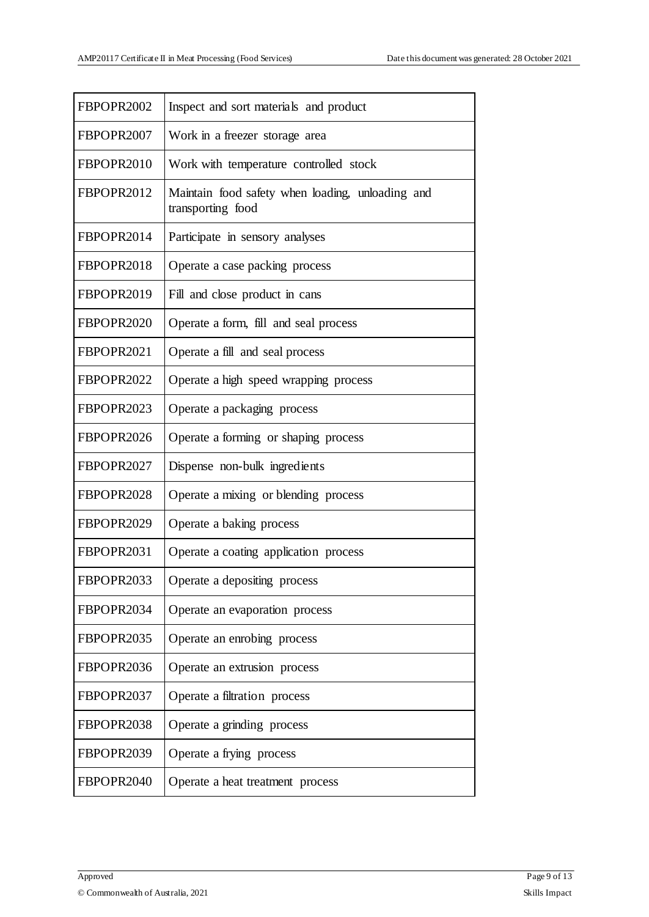| | |
|---|---|
| FBPOPR2002 | Inspect and sort materials and product |
| FBPOPR2007 | Work in a freezer storage area |
| FBPOPR2010 | Work with temperature controlled stock |
| FBPOPR2012 | Maintain food safety when loading, unloading and transporting food |
| FBPOPR2014 | Participate in sensory analyses |
| FBPOPR2018 | Operate a case packing process |
| FBPOPR2019 | Fill and close product in cans |
| FBPOPR2020 | Operate a form, fill and seal process |
| FBPOPR2021 | Operate a fill and seal process |
| FBPOPR2022 | Operate a high speed wrapping process |
| FBPOPR2023 | Operate a packaging process |
| FBPOPR2026 | Operate a forming or shaping process |
| FBPOPR2027 | Dispense non-bulk ingredients |
| FBPOPR2028 | Operate a mixing or blending process |
| FBPOPR2029 | Operate a baking process |
| FBPOPR2031 | Operate a coating application process |
| FBPOPR2033 | Operate a depositing process |
| FBPOPR2034 | Operate an evaporation process |
| FBPOPR2035 | Operate an enrobing process |
| FBPOPR2036 | Operate an extrusion process |
| FBPOPR2037 | Operate a filtration process |
| FBPOPR2038 | Operate a grinding process |
| FBPOPR2039 | Operate a frying process |
| FBPOPR2040 | Operate a heat treatment process |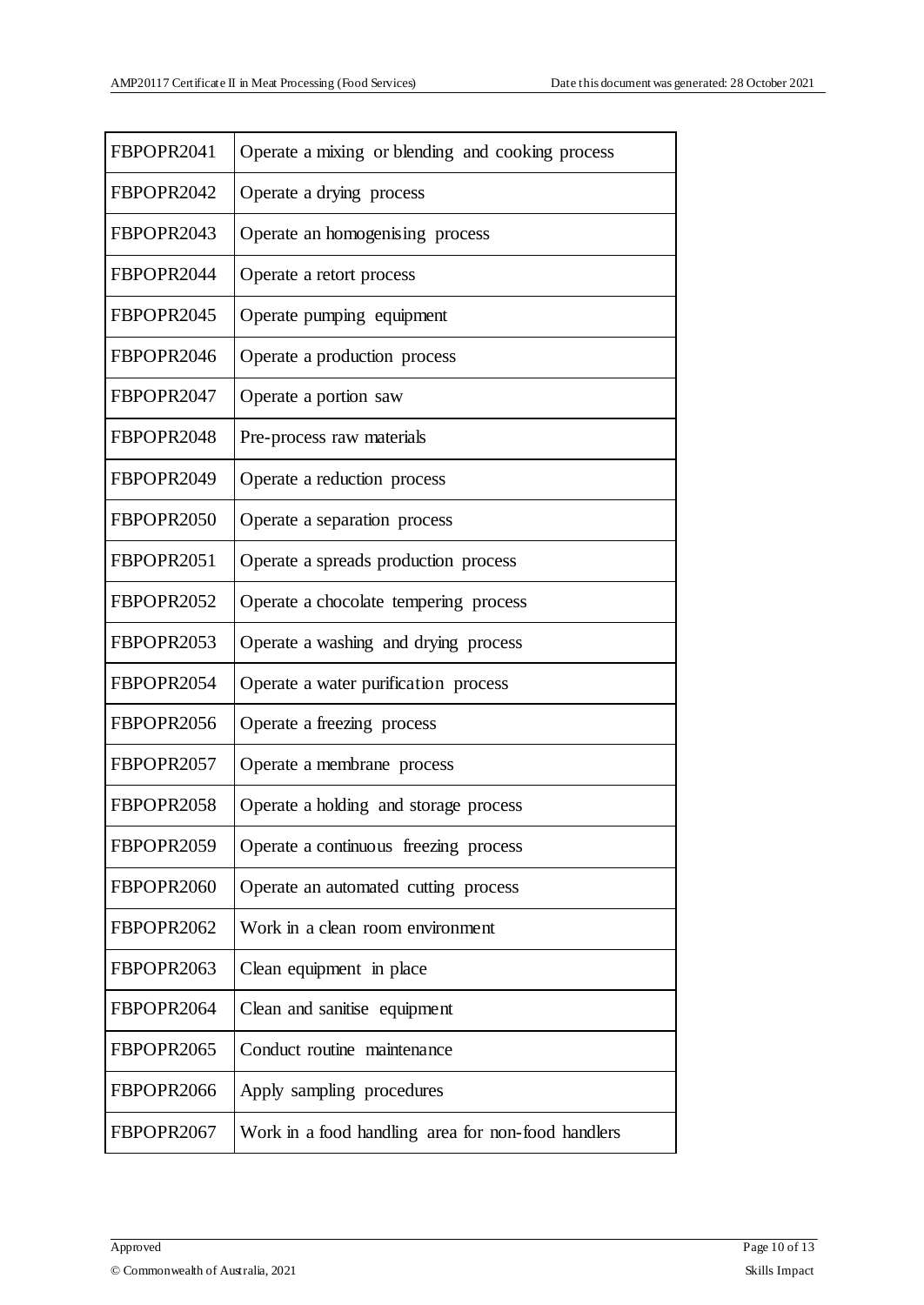| FBPOPR2041 | Operate a mixing or blending and cooking process |
|---|---|
| FBPOPR2042 | Operate a drying process |
| FBPOPR2043 | Operate an homogenising process |
| FBPOPR2044 | Operate a retort process |
| FBPOPR2045 | Operate pumping equipment |
| FBPOPR2046 | Operate a production process |
| FBPOPR2047 | Operate a portion saw |
| FBPOPR2048 | Pre-process raw materials |
| FBPOPR2049 | Operate a reduction process |
| FBPOPR2050 | Operate a separation process |
| FBPOPR2051 | Operate a spreads production process |
| FBPOPR2052 | Operate a chocolate tempering process |
| FBPOPR2053 | Operate a washing and drying process |
| FBPOPR2054 | Operate a water purification process |
| FBPOPR2056 | Operate a freezing process |
| FBPOPR2057 | Operate a membrane process |
| FBPOPR2058 | Operate a holding and storage process |
| FBPOPR2059 | Operate a continuous freezing process |
| FBPOPR2060 | Operate an automated cutting process |
| FBPOPR2062 | Work in a clean room environment |
| FBPOPR2063 | Clean equipment in place |
| FBPOPR2064 | Clean and sanitise equipment |
| FBPOPR2065 | Conduct routine maintenance |
| FBPOPR2066 | Apply sampling procedures |
| FBPOPR2067 | Work in a food handling area for non-food handlers |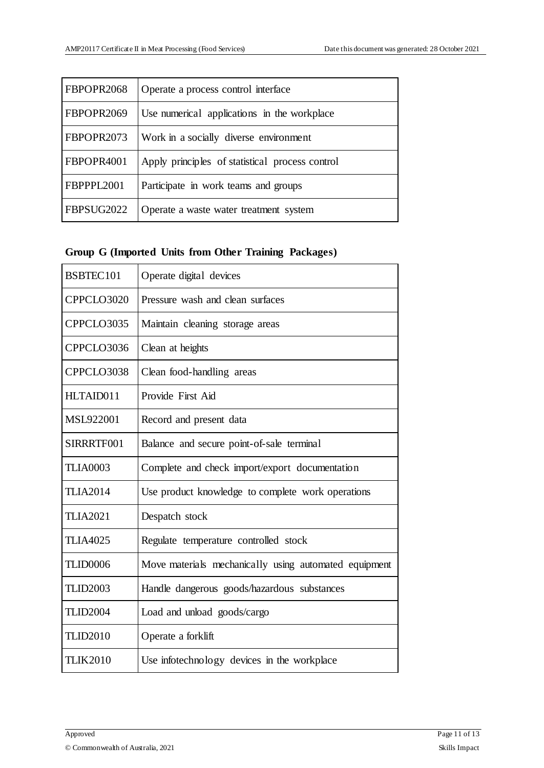| | |
|---|---|
| FBPOPR2068 | Operate a process control interface |
| FBPOPR2069 | Use numerical applications in the workplace |
| FBPOPR2073 | Work in a socially diverse environment |
| FBPOPR4001 | Apply principles of statistical process control |
| FBPPPL2001 | Participate in work teams and groups |
| FBPSUG2022 | Operate a waste water treatment system |

**Group G (Imported Units from Other Training Packages)**

| | |
|---|---|
| BSBTEC101 | Operate digital devices |
| CPPCLO3020 | Pressure wash and clean surfaces |
| CPPCLO3035 | Maintain cleaning storage areas |
| CPPCLO3036 | Clean at heights |
| CPPCLO3038 | Clean food-handling areas |
| HLTAID011 | Provide First Aid |
| MSL922001 | Record and present data |
| SIRRRTF001 | Balance and secure point-of-sale terminal |
| TLIA0003 | Complete and check import/export documentation |
| TLIA2014 | Use product knowledge to complete work operations |
| TLIA2021 | Despatch stock |
| TLIA4025 | Regulate temperature controlled stock |
| TLID0006 | Move materials mechanically using automated equipment |
| TLID2003 | Handle dangerous goods/hazardous substances |
| TLID2004 | Load and unload goods/cargo |
| TLID2010 | Operate a forklift |
| TLIK2010 | Use infotechnology devices in the workplace |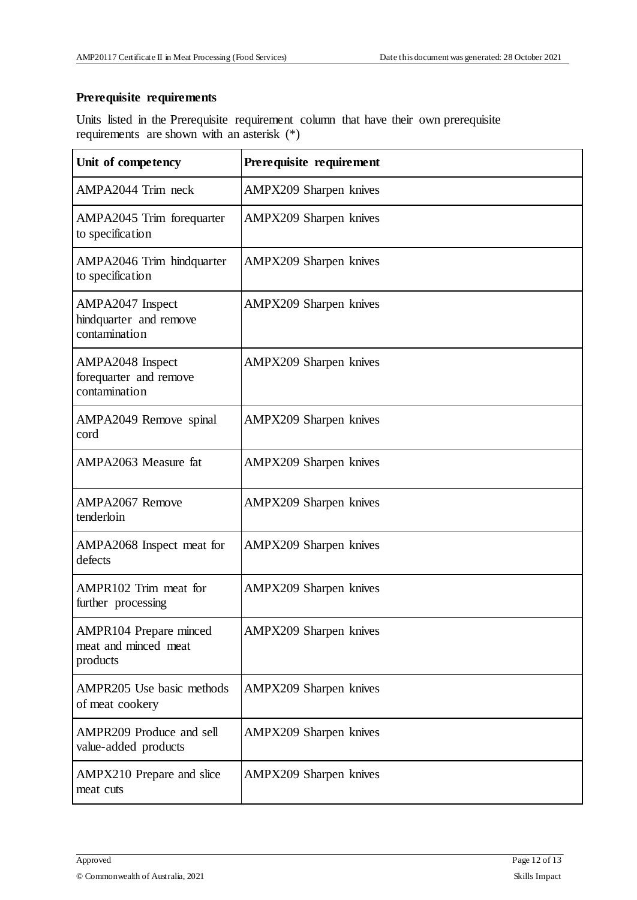## Prerequisite requirements

Units listed in the Prerequisite requirement column that have their own prerequisite requirements are shown with an asterisk (*)

| Unit of competency | Prerequisite requirement |
|---|---|
| AMPA2044 Trim neck | AMPX209 Sharpen knives |
| AMPA2045 Trim forequarter to specification | AMPX209 Sharpen knives |
| AMPA2046 Trim hindquarter to specification | AMPX209 Sharpen knives |
| AMPA2047 Inspect hindquarter and remove contamination | AMPX209 Sharpen knives |
| AMPA2048 Inspect forequarter and remove contamination | AMPX209 Sharpen knives |
| AMPA2049 Remove spinal cord | AMPX209 Sharpen knives |
| AMPA2063 Measure fat | AMPX209 Sharpen knives |
| AMPA2067 Remove tenderloin | AMPX209 Sharpen knives |
| AMPA2068 Inspect meat for defects | AMPX209 Sharpen knives |
| AMPR102 Trim meat for further processing | AMPX209 Sharpen knives |
| AMPR104 Prepare minced meat and minced meat products | AMPX209 Sharpen knives |
| AMPR205 Use basic methods of meat cookery | AMPX209 Sharpen knives |
| AMPR209 Produce and sell value-added products | AMPX209 Sharpen knives |
| AMPX210 Prepare and slice meat cuts | AMPX209 Sharpen knives |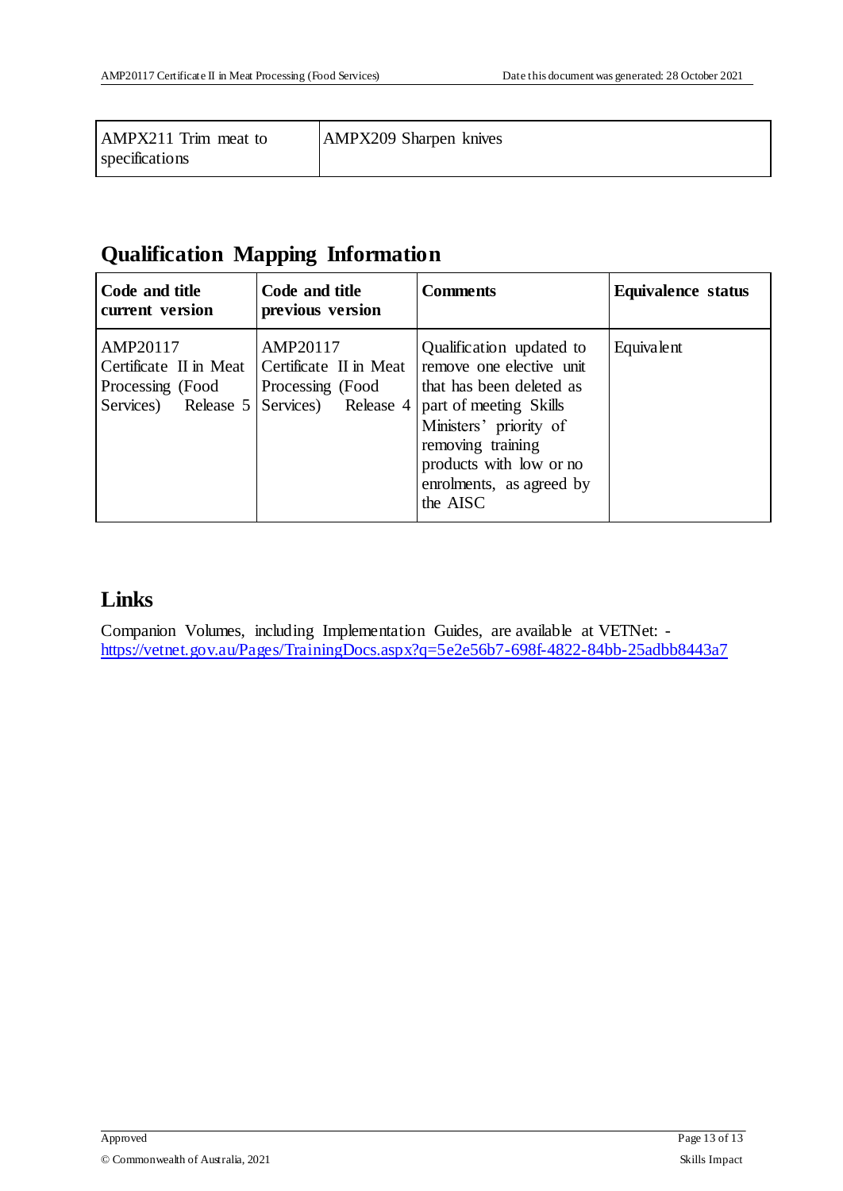| | |
|---|---|
| AMPX211 Trim meat to specifications | AMPX209 Sharpen knives |

## Qualification Mapping Information

| Code and title current version | Code and title previous version | Comments | Equivalence status |
|---|---|---|---|
| AMP20117 Certificate II in Meat Processing (Food Services) Release 5 | AMP20117 Certificate II in Meat Processing (Food Services) Release 4 | Qualification updated to remove one elective unit that has been deleted as part of meeting Skills Ministers' priority of removing training products with low or no enrolments, as agreed by the AISC | Equivalent |

## Links

Companion Volumes, including Implementation Guides, are available at VETNet: - https://vetnet.gov.au/Pages/TrainingDocs.aspx?q=5e2e56b7-698f-4822-84bb-25adbb8443a7